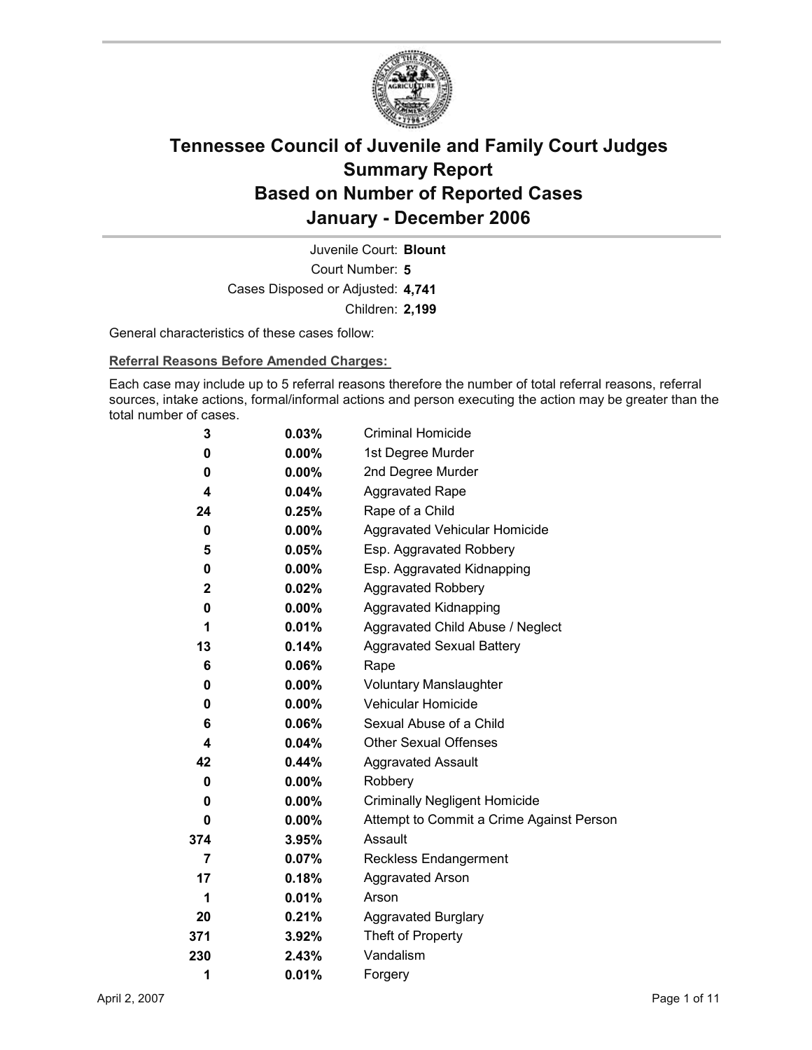# Tennessee Council of Juvenile and Family Court Judges
# Summary Report
# Based on Number of Reported Cases
# January - December 2006

Juvenile Court: **Blount**

Court Number: **5**

Cases Disposed or Adjusted: **4,741**

Children: **2,199**

General characteristics of these cases follow:

**Referral Reasons Before Amended Charges:**

Each case may include up to 5 referral reasons therefore the number of total referral reasons, referral sources, intake actions, formal/informal actions and person executing the action may be greater than the total number of cases.

| | | |
|---|---|---|
| **3** | **0.03%** | Criminal Homicide |
| **0** | **0.00%** | 1st Degree Murder |
| **0** | **0.00%** | 2nd Degree Murder |
| **4** | **0.04%** | Aggravated Rape |
| **24** | **0.25%** | Rape of a Child |
| **0** | **0.00%** | Aggravated Vehicular Homicide |
| **5** | **0.05%** | Esp. Aggravated Robbery |
| **0** | **0.00%** | Esp. Aggravated Kidnapping |
| **2** | **0.02%** | Aggravated Robbery |
| **0** | **0.00%** | Aggravated Kidnapping |
| **1** | **0.01%** | Aggravated Child Abuse / Neglect |
| **13** | **0.14%** | Aggravated Sexual Battery |
| **6** | **0.06%** | Rape |
| **0** | **0.00%** | Voluntary Manslaughter |
| **0** | **0.00%** | Vehicular Homicide |
| **6** | **0.06%** | Sexual Abuse of a Child |
| **4** | **0.04%** | Other Sexual Offenses |
| **42** | **0.44%** | Aggravated Assault |
| **0** | **0.00%** | Robbery |
| **0** | **0.00%** | Criminally Negligent Homicide |
| **0** | **0.00%** | Attempt to Commit a Crime Against Person |
| **374** | **3.95%** | Assault |
| **7** | **0.07%** | Reckless Endangerment |
| **17** | **0.18%** | Aggravated Arson |
| **1** | **0.01%** | Arson |
| **20** | **0.21%** | Aggravated Burglary |
| **371** | **3.92%** | Theft of Property |
| **230** | **2.43%** | Vandalism |
| **1** | **0.01%** | Forgery |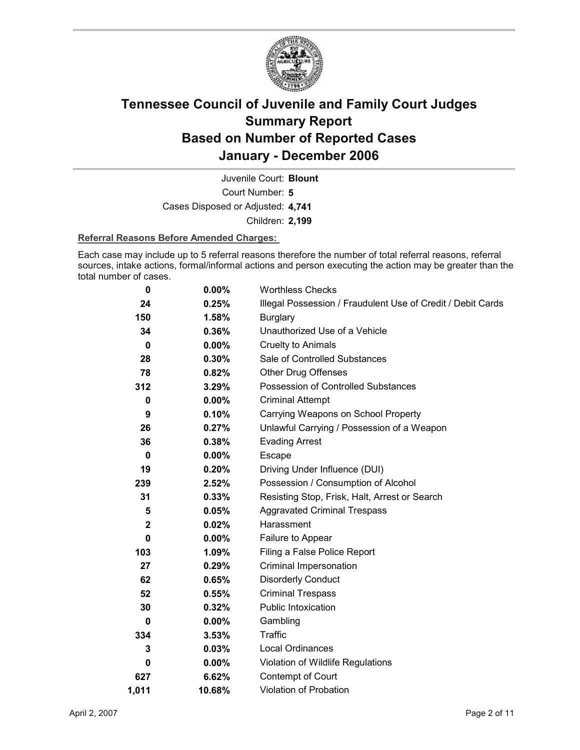# Tennessee Council of Juvenile and Family Court Judges
# Summary Report
# Based on Number of Reported Cases
# January - December 2006

Juvenile Court: **Blount**

Court Number: **5**

Cases Disposed or Adjusted: **4,741**

Children: **2,199**

**Referral Reasons Before Amended Charges:**

Each case may include up to 5 referral reasons therefore the number of total referral reasons, referral sources, intake actions, formal/informal actions and person executing the action may be greater than the total number of cases.

| Count | Percent | Referral Reason |
|---|---|---|
| 0 | 0.00% | Worthless Checks |
| 24 | 0.25% | Illegal Possession / Fraudulent Use of Credit / Debit Cards |
| 150 | 1.58% | Burglary |
| 34 | 0.36% | Unauthorized Use of a Vehicle |
| 0 | 0.00% | Cruelty to Animals |
| 28 | 0.30% | Sale of Controlled Substances |
| 78 | 0.82% | Other Drug Offenses |
| 312 | 3.29% | Possession of Controlled Substances |
| 0 | 0.00% | Criminal Attempt |
| 9 | 0.10% | Carrying Weapons on School Property |
| 26 | 0.27% | Unlawful Carrying / Possession of a Weapon |
| 36 | 0.38% | Evading Arrest |
| 0 | 0.00% | Escape |
| 19 | 0.20% | Driving Under Influence (DUI) |
| 239 | 2.52% | Possession / Consumption of Alcohol |
| 31 | 0.33% | Resisting Stop, Frisk, Halt, Arrest or Search |
| 5 | 0.05% | Aggravated Criminal Trespass |
| 2 | 0.02% | Harassment |
| 0 | 0.00% | Failure to Appear |
| 103 | 1.09% | Filing a False Police Report |
| 27 | 0.29% | Criminal Impersonation |
| 62 | 0.65% | Disorderly Conduct |
| 52 | 0.55% | Criminal Trespass |
| 30 | 0.32% | Public Intoxication |
| 0 | 0.00% | Gambling |
| 334 | 3.53% | Traffic |
| 3 | 0.03% | Local Ordinances |
| 0 | 0.00% | Violation of Wildlife Regulations |
| 627 | 6.62% | Contempt of Court |
| 1,011 | 10.68% | Violation of Probation |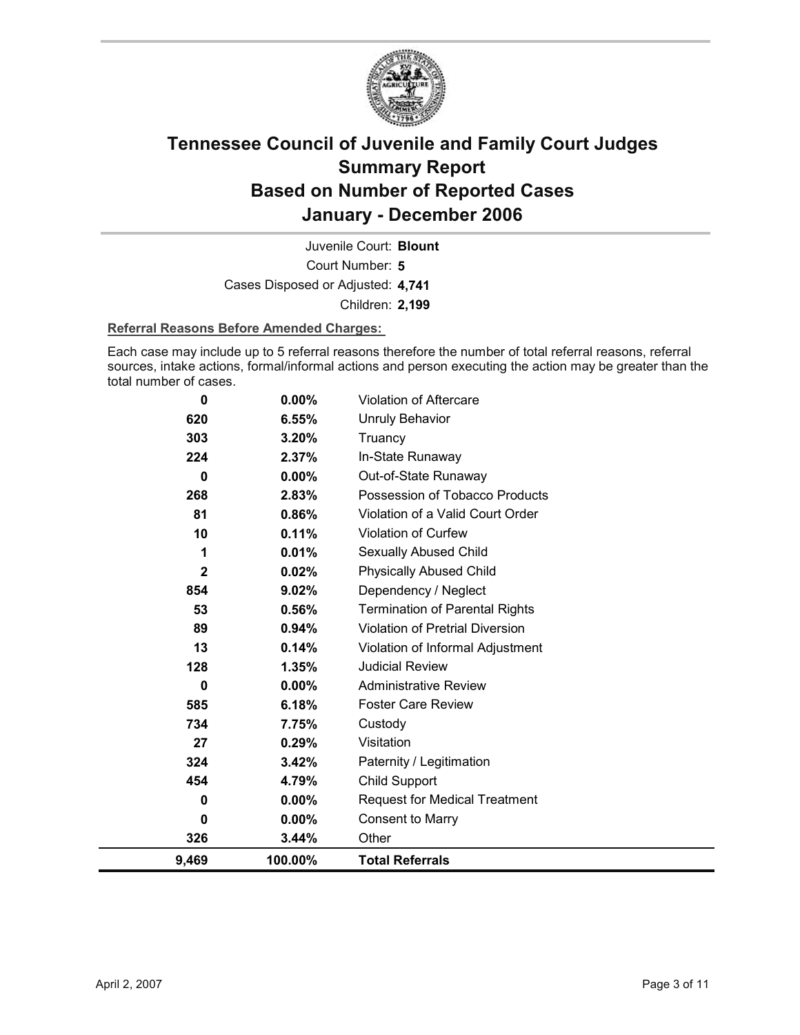# Tennessee Council of Juvenile and Family Court Judges
# Summary Report
# Based on Number of Reported Cases
# January - December 2006

Juvenile Court: **Blount**

Court Number: **5**

Cases Disposed or Adjusted: **4,741**

Children: **2,199**

**Referral Reasons Before Amended Charges:**

Each case may include up to 5 referral reasons therefore the number of total referral reasons, referral sources, intake actions, formal/informal actions and person executing the action may be greater than the total number of cases.

| | | |
|---|---|---|
| **0** | **0.00%** | Violation of Aftercare |
| **620** | **6.55%** | Unruly Behavior |
| **303** | **3.20%** | Truancy |
| **224** | **2.37%** | In-State Runaway |
| **0** | **0.00%** | Out-of-State Runaway |
| **268** | **2.83%** | Possession of Tobacco Products |
| **81** | **0.86%** | Violation of a Valid Court Order |
| **10** | **0.11%** | Violation of Curfew |
| **1** | **0.01%** | Sexually Abused Child |
| **2** | **0.02%** | Physically Abused Child |
| **854** | **9.02%** | Dependency / Neglect |
| **53** | **0.56%** | Termination of Parental Rights |
| **89** | **0.94%** | Violation of Pretrial Diversion |
| **13** | **0.14%** | Violation of Informal Adjustment |
| **128** | **1.35%** | Judicial Review |
| **0** | **0.00%** | Administrative Review |
| **585** | **6.18%** | Foster Care Review |
| **734** | **7.75%** | Custody |
| **27** | **0.29%** | Visitation |
| **324** | **3.42%** | Paternity / Legitimation |
| **454** | **4.79%** | Child Support |
| **0** | **0.00%** | Request for Medical Treatment |
| **0** | **0.00%** | Consent to Marry |
| **326** | **3.44%** | Other |
| **9,469** | **100.00%** | **Total Referrals** |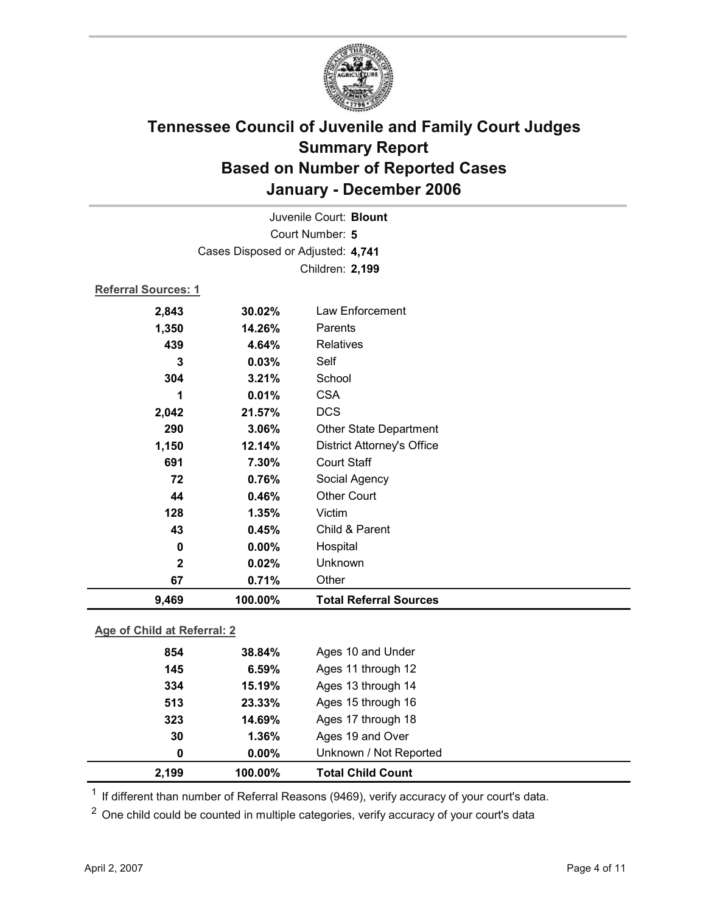# Tennessee Council of Juvenile and Family Court Judges
## Summary Report
## Based on Number of Reported Cases
## January - December 2006

Juvenile Court: **Blount**

Court Number: **5**

Cases Disposed or Adjusted: **4,741**

Children: **2,199**

**Referral Sources: 1**

| | | |
|---|---|---|
| 2,843 | 30.02% | Law Enforcement |
| 1,350 | 14.26% | Parents |
| 439 | 4.64% | Relatives |
| 3 | 0.03% | Self |
| 304 | 3.21% | School |
| 1 | 0.01% | CSA |
| 2,042 | 21.57% | DCS |
| 290 | 3.06% | Other State Department |
| 1,150 | 12.14% | District Attorney's Office |
| 691 | 7.30% | Court Staff |
| 72 | 0.76% | Social Agency |
| 44 | 0.46% | Other Court |
| 128 | 1.35% | Victim |
| 43 | 0.45% | Child & Parent |
| 0 | 0.00% | Hospital |
| 2 | 0.02% | Unknown |
| 67 | 0.71% | Other |
| **9,469** | **100.00%** | **Total Referral Sources** |

**Age of Child at Referral: 2**

| | | |
|---|---|---|
| 854 | 38.84% | Ages 10 and Under |
| 145 | 6.59% | Ages 11 through 12 |
| 334 | 15.19% | Ages 13 through 14 |
| 513 | 23.33% | Ages 15 through 16 |
| 323 | 14.69% | Ages 17 through 18 |
| 30 | 1.36% | Ages 19 and Over |
| 0 | 0.00% | Unknown / Not Reported |
| **2,199** | **100.00%** | **Total Child Count** |

[1] If different than number of Referral Reasons (9469), verify accuracy of your court's data.

[2] One child could be counted in multiple categories, verify accuracy of your court's data

April 2, 2007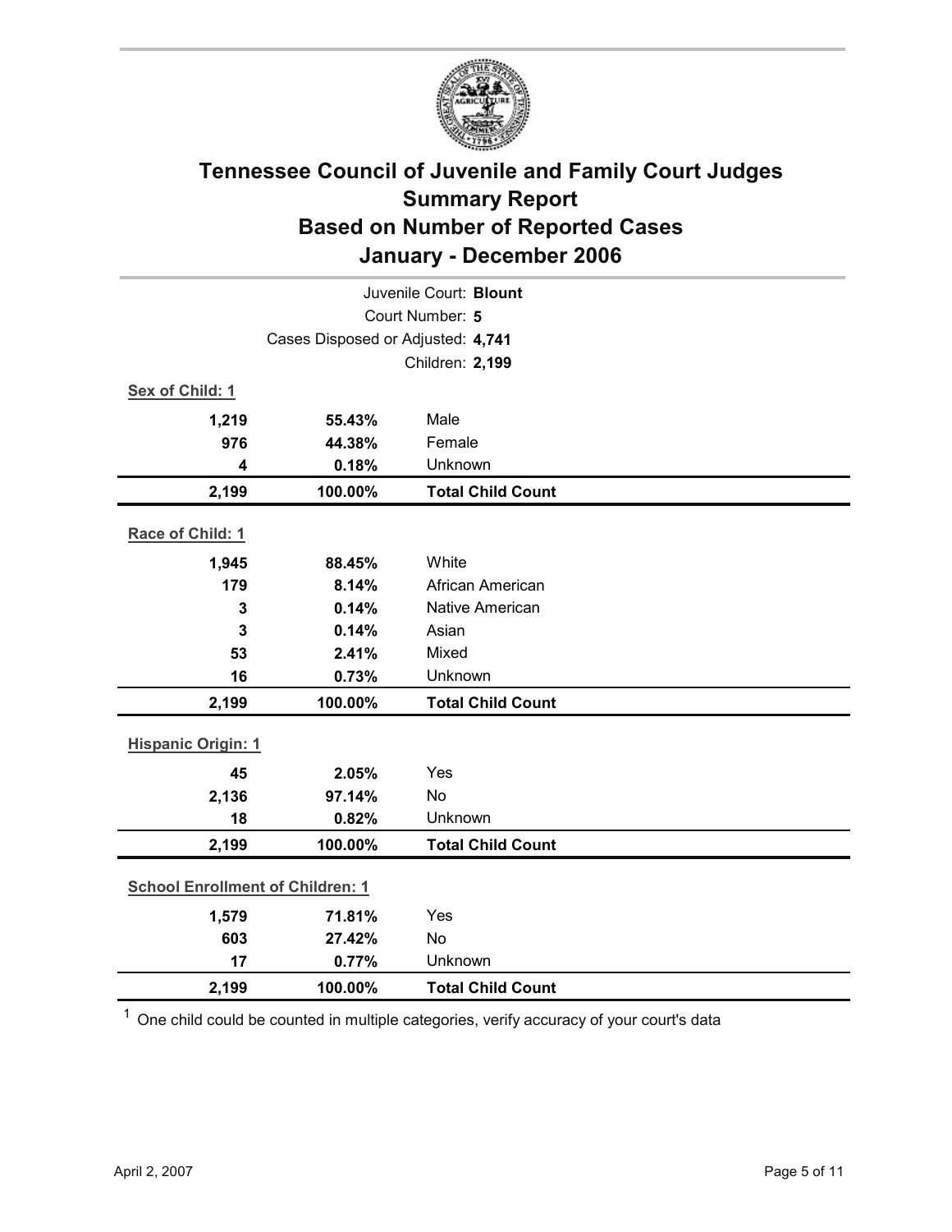# Tennessee Council of Juvenile and Family Court Judges
## Summary Report
## Based on Number of Reported Cases
## January - December 2006

Juvenile Court: **Blount**
Court Number: **5**
Cases Disposed or Adjusted: **4,741**
Children: **2,199**

**Sex of Child: 1**

| | | |
|---|---|---|
| 1,219 | 55.43% | Male |
| 976 | 44.38% | Female |
| 4 | 0.18% | Unknown |
| **2,199** | **100.00%** | **Total Child Count** |

**Race of Child: 1**

| | | |
|---|---|---|
| 1,945 | 88.45% | White |
| 179 | 8.14% | African American |
| 3 | 0.14% | Native American |
| 3 | 0.14% | Asian |
| 53 | 2.41% | Mixed |
| 16 | 0.73% | Unknown |
| **2,199** | **100.00%** | **Total Child Count** |

**Hispanic Origin: 1**

| | | |
|---|---|---|
| 45 | 2.05% | Yes |
| 2,136 | 97.14% | No |
| 18 | 0.82% | Unknown |
| **2,199** | **100.00%** | **Total Child Count** |

**School Enrollment of Children: 1**

| | | |
|---|---|---|
| 1,579 | 71.81% | Yes |
| 603 | 27.42% | No |
| 17 | 0.77% | Unknown |
| **2,199** | **100.00%** | **Total Child Count** |

[1] One child could be counted in multiple categories, verify accuracy of your court's data

April 2, 2007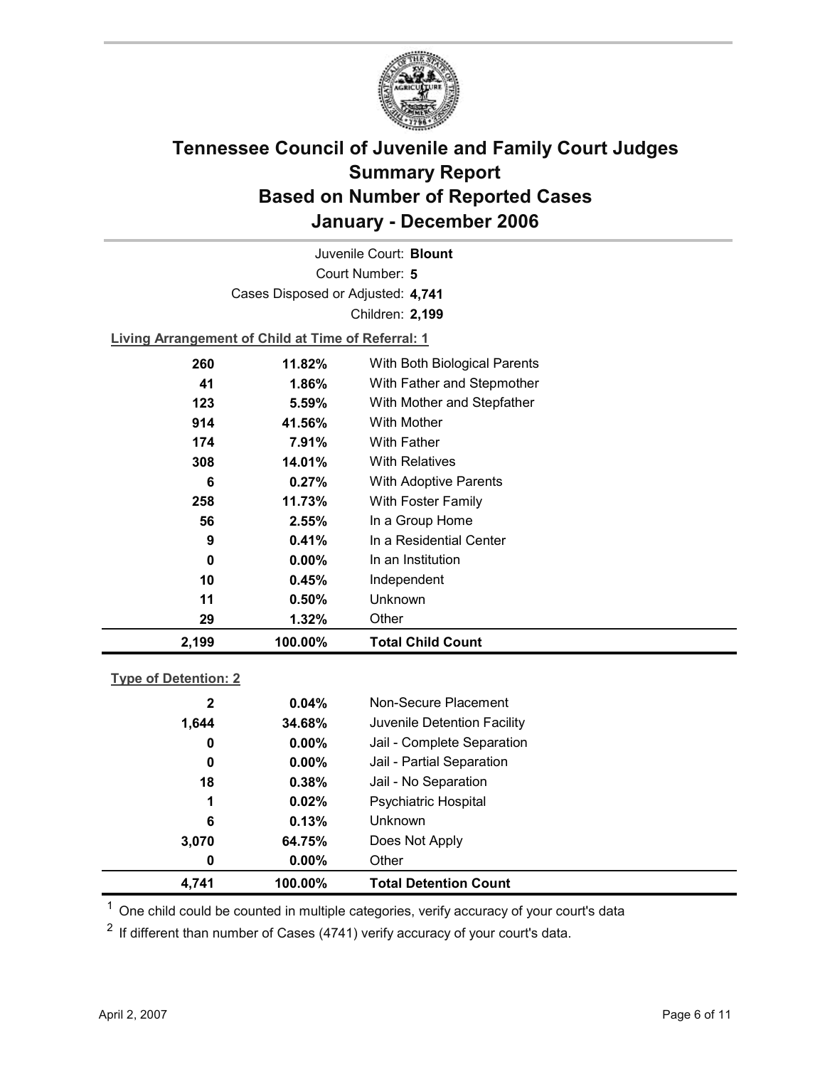# Tennessee Council of Juvenile and Family Court Judges
## Summary Report
## Based on Number of Reported Cases
## January - December 2006

Juvenile Court: **Blount**

Court Number: **5**

Cases Disposed or Adjusted: **4,741**

Children: **2,199**

**Living Arrangement of Child at Time of Referral: 1**

| | | |
|---|---|---|
| 260 | 11.82% | With Both Biological Parents |
| 41 | 1.86% | With Father and Stepmother |
| 123 | 5.59% | With Mother and Stepfather |
| 914 | 41.56% | With Mother |
| 174 | 7.91% | With Father |
| 308 | 14.01% | With Relatives |
| 6 | 0.27% | With Adoptive Parents |
| 258 | 11.73% | With Foster Family |
| 56 | 2.55% | In a Group Home |
| 9 | 0.41% | In a Residential Center |
| 0 | 0.00% | In an Institution |
| 10 | 0.45% | Independent |
| 11 | 0.50% | Unknown |
| 29 | 1.32% | Other |
| **2,199** | **100.00%** | **Total Child Count** |

**Type of Detention: 2**

| | | |
|---|---|---|
| 2 | 0.04% | Non-Secure Placement |
| 1,644 | 34.68% | Juvenile Detention Facility |
| 0 | 0.00% | Jail - Complete Separation |
| 0 | 0.00% | Jail - Partial Separation |
| 18 | 0.38% | Jail - No Separation |
| 1 | 0.02% | Psychiatric Hospital |
| 6 | 0.13% | Unknown |
| 3,070 | 64.75% | Does Not Apply |
| 0 | 0.00% | Other |
| **4,741** | **100.00%** | **Total Detention Count** |

[1] One child could be counted in multiple categories, verify accuracy of your court's data

[2] If different than number of Cases (4741) verify accuracy of your court's data.

April 2, 2007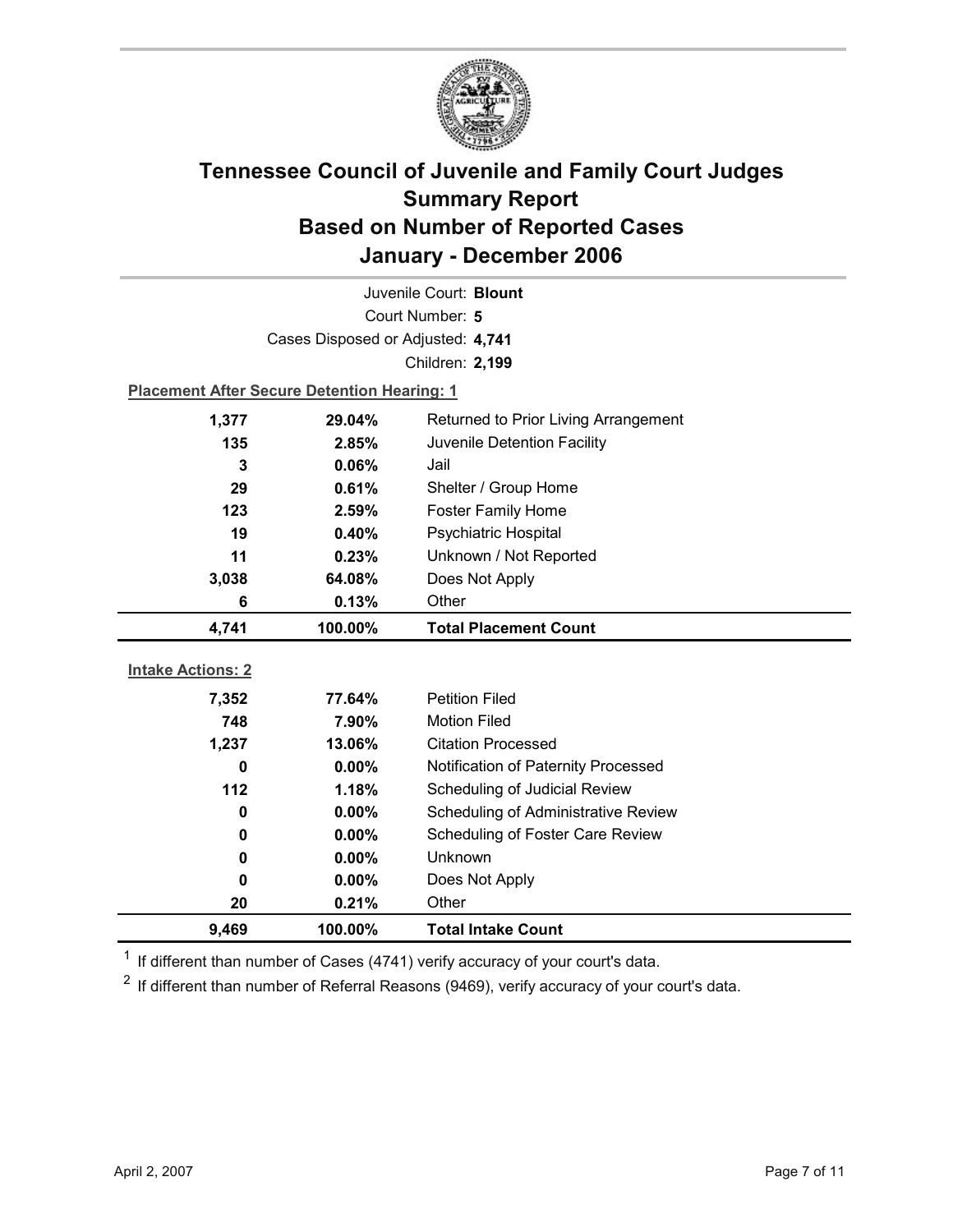# Tennessee Council of Juvenile and Family Court Judges
## Summary Report
## Based on Number of Reported Cases
## January - December 2006

Juvenile Court: **Blount**

Court Number: **5**

Cases Disposed or Adjusted: **4,741**

Children: **2,199**

**Placement After Secure Detention Hearing: 1**

| | | |
|---|---|---|
| 1,377 | 29.04% | Returned to Prior Living Arrangement |
| 135 | 2.85% | Juvenile Detention Facility |
| 3 | 0.06% | Jail |
| 29 | 0.61% | Shelter / Group Home |
| 123 | 2.59% | Foster Family Home |
| 19 | 0.40% | Psychiatric Hospital |
| 11 | 0.23% | Unknown / Not Reported |
| 3,038 | 64.08% | Does Not Apply |
| 6 | 0.13% | Other |
| **4,741** | **100.00%** | **Total Placement Count** |

**Intake Actions: 2**

| | | |
|---|---|---|
| 7,352 | 77.64% | Petition Filed |
| 748 | 7.90% | Motion Filed |
| 1,237 | 13.06% | Citation Processed |
| 0 | 0.00% | Notification of Paternity Processed |
| 112 | 1.18% | Scheduling of Judicial Review |
| 0 | 0.00% | Scheduling of Administrative Review |
| 0 | 0.00% | Scheduling of Foster Care Review |
| 0 | 0.00% | Unknown |
| 0 | 0.00% | Does Not Apply |
| 20 | 0.21% | Other |
| **9,469** | **100.00%** | **Total Intake Count** |

[1] If different than number of Cases (4741) verify accuracy of your court's data.

[2] If different than number of Referral Reasons (9469), verify accuracy of your court's data.

April 2, 2007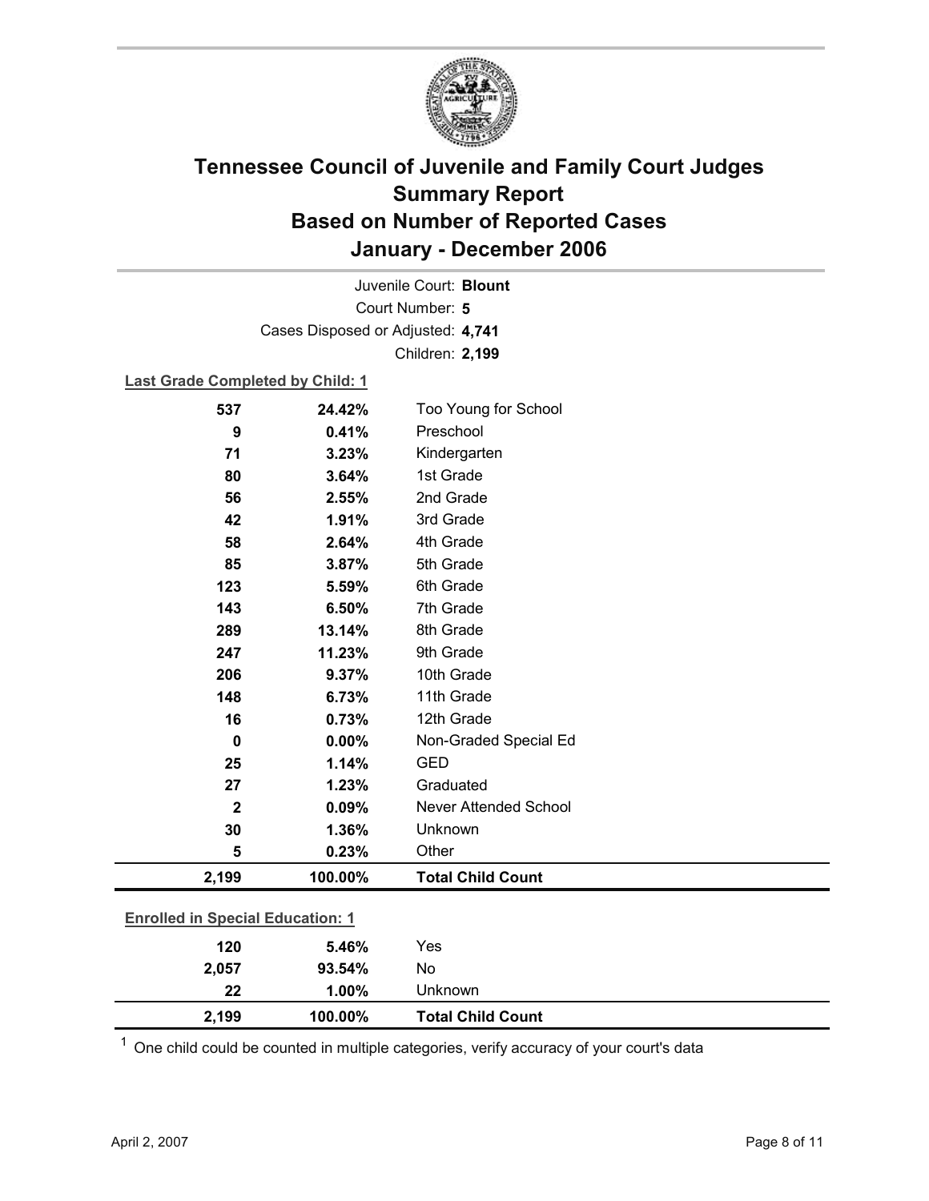# Tennessee Council of Juvenile and Family Court Judges
# Summary Report
# Based on Number of Reported Cases
# January - December 2006

Juvenile Court: **Blount**
Court Number: **5**
Cases Disposed or Adjusted: **4,741**
Children: **2,199**

**Last Grade Completed by Child: 1**

| | | |
|---|---|---|
| 537 | 24.42% | Too Young for School |
| 9 | 0.41% | Preschool |
| 71 | 3.23% | Kindergarten |
| 80 | 3.64% | 1st Grade |
| 56 | 2.55% | 2nd Grade |
| 42 | 1.91% | 3rd Grade |
| 58 | 2.64% | 4th Grade |
| 85 | 3.87% | 5th Grade |
| 123 | 5.59% | 6th Grade |
| 143 | 6.50% | 7th Grade |
| 289 | 13.14% | 8th Grade |
| 247 | 11.23% | 9th Grade |
| 206 | 9.37% | 10th Grade |
| 148 | 6.73% | 11th Grade |
| 16 | 0.73% | 12th Grade |
| 0 | 0.00% | Non-Graded Special Ed |
| 25 | 1.14% | GED |
| 27 | 1.23% | Graduated |
| 2 | 0.09% | Never Attended School |
| 30 | 1.36% | Unknown |
| 5 | 0.23% | Other |
| **2,199** | **100.00%** | **Total Child Count** |

**Enrolled in Special Education: 1**

| | | |
|---|---|---|
| 120 | 5.46% | Yes |
| 2,057 | 93.54% | No |
| 22 | 1.00% | Unknown |
| **2,199** | **100.00%** | **Total Child Count** |

[1] One child could be counted in multiple categories, verify accuracy of your court's data

April 2, 2007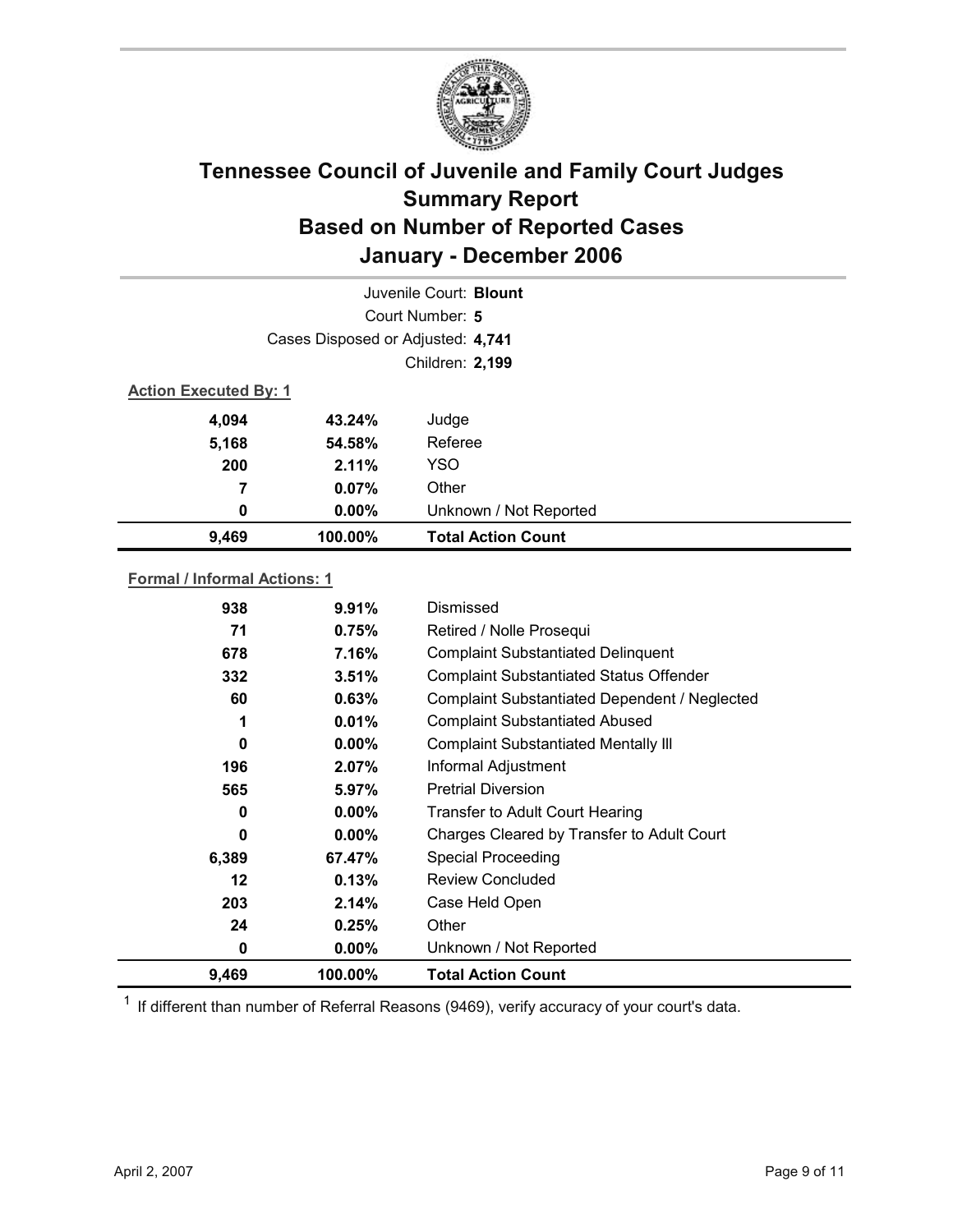# Tennessee Council of Juvenile and Family Court Judges
# Summary Report
# Based on Number of Reported Cases
# January - December 2006

Juvenile Court: **Blount**

Court Number: **5**

Cases Disposed or Adjusted: **4,741**

Children: **2,199**

**Action Executed By: 1**

| | | |
|---|---|---|
| 4,094 | 43.24% | Judge |
| 5,168 | 54.58% | Referee |
| 200 | 2.11% | YSO |
| 7 | 0.07% | Other |
| 0 | 0.00% | Unknown / Not Reported |
| **9,469** | **100.00%** | **Total Action Count** |

**Formal / Informal Actions: 1**

| | | |
|---|---|---|
| 938 | 9.91% | Dismissed |
| 71 | 0.75% | Retired / Nolle Prosequi |
| 678 | 7.16% | Complaint Substantiated Delinquent |
| 332 | 3.51% | Complaint Substantiated Status Offender |
| 60 | 0.63% | Complaint Substantiated Dependent / Neglected |
| 1 | 0.01% | Complaint Substantiated Abused |
| 0 | 0.00% | Complaint Substantiated Mentally Ill |
| 196 | 2.07% | Informal Adjustment |
| 565 | 5.97% | Pretrial Diversion |
| 0 | 0.00% | Transfer to Adult Court Hearing |
| 0 | 0.00% | Charges Cleared by Transfer to Adult Court |
| 6,389 | 67.47% | Special Proceeding |
| 12 | 0.13% | Review Concluded |
| 203 | 2.14% | Case Held Open |
| 24 | 0.25% | Other |
| 0 | 0.00% | Unknown / Not Reported |
| **9,469** | **100.00%** | **Total Action Count** |

[1] If different than number of Referral Reasons (9469), verify accuracy of your court's data.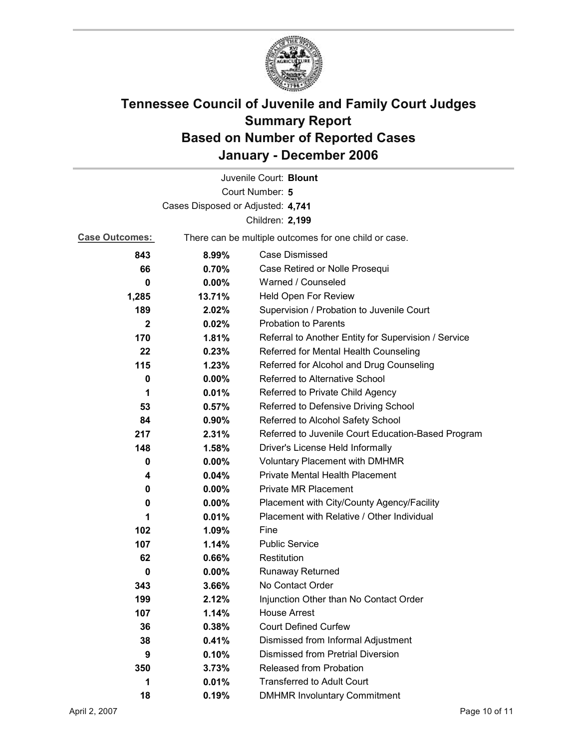# Tennessee Council of Juvenile and Family Court Judges
# Summary Report
# Based on Number of Reported Cases
# January - December 2006

Juvenile Court: **Blount**

Court Number: **5**

Cases Disposed or Adjusted: **4,741**

Children: **2,199**

**Case Outcomes:** There can be multiple outcomes for one child or case.

| | | |
|---|---|---|
| **843** | **8.99%** | Case Dismissed |
| **66** | **0.70%** | Case Retired or Nolle Prosequi |
| **0** | **0.00%** | Warned / Counseled |
| **1,285** | **13.71%** | Held Open For Review |
| **189** | **2.02%** | Supervision / Probation to Juvenile Court |
| **2** | **0.02%** | Probation to Parents |
| **170** | **1.81%** | Referral to Another Entity for Supervision / Service |
| **22** | **0.23%** | Referred for Mental Health Counseling |
| **115** | **1.23%** | Referred for Alcohol and Drug Counseling |
| **0** | **0.00%** | Referred to Alternative School |
| **1** | **0.01%** | Referred to Private Child Agency |
| **53** | **0.57%** | Referred to Defensive Driving School |
| **84** | **0.90%** | Referred to Alcohol Safety School |
| **217** | **2.31%** | Referred to Juvenile Court Education-Based Program |
| **148** | **1.58%** | Driver's License Held Informally |
| **0** | **0.00%** | Voluntary Placement with DMHMR |
| **4** | **0.04%** | Private Mental Health Placement |
| **0** | **0.00%** | Private MR Placement |
| **0** | **0.00%** | Placement with City/County Agency/Facility |
| **1** | **0.01%** | Placement with Relative / Other Individual |
| **102** | **1.09%** | Fine |
| **107** | **1.14%** | Public Service |
| **62** | **0.66%** | Restitution |
| **0** | **0.00%** | Runaway Returned |
| **343** | **3.66%** | No Contact Order |
| **199** | **2.12%** | Injunction Other than No Contact Order |
| **107** | **1.14%** | House Arrest |
| **36** | **0.38%** | Court Defined Curfew |
| **38** | **0.41%** | Dismissed from Informal Adjustment |
| **9** | **0.10%** | Dismissed from Pretrial Diversion |
| **350** | **3.73%** | Released from Probation |
| **1** | **0.01%** | Transferred to Adult Court |
| **18** | **0.19%** | DMHMR Involuntary Commitment |

April 2, 2007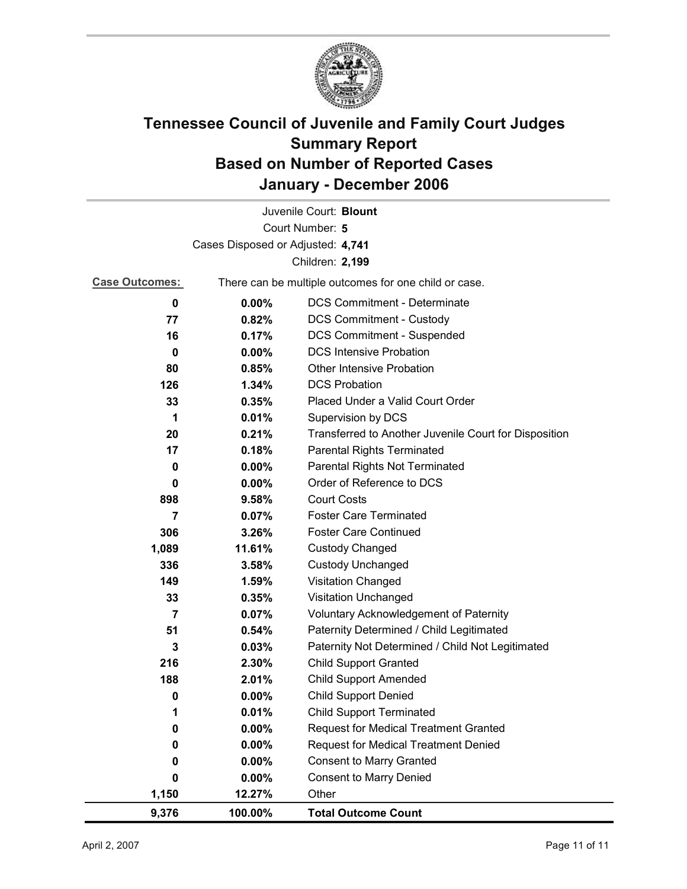# Tennessee Council of Juvenile and Family Court Judges
## Summary Report
## Based on Number of Reported Cases
## January - December 2006

Juvenile Court: **Blount**
Court Number: **5**
Cases Disposed or Adjusted: **4,741**
Children: **2,199**

**Case Outcomes:** There can be multiple outcomes for one child or case.

| | | |
|---|---|---|
| **0** | **0.00%** | DCS Commitment - Determinate |
| **77** | **0.82%** | DCS Commitment - Custody |
| **16** | **0.17%** | DCS Commitment - Suspended |
| **0** | **0.00%** | DCS Intensive Probation |
| **80** | **0.85%** | Other Intensive Probation |
| **126** | **1.34%** | DCS Probation |
| **33** | **0.35%** | Placed Under a Valid Court Order |
| **1** | **0.01%** | Supervision by DCS |
| **20** | **0.21%** | Transferred to Another Juvenile Court for Disposition |
| **17** | **0.18%** | Parental Rights Terminated |
| **0** | **0.00%** | Parental Rights Not Terminated |
| **0** | **0.00%** | Order of Reference to DCS |
| **898** | **9.58%** | Court Costs |
| **7** | **0.07%** | Foster Care Terminated |
| **306** | **3.26%** | Foster Care Continued |
| **1,089** | **11.61%** | Custody Changed |
| **336** | **3.58%** | Custody Unchanged |
| **149** | **1.59%** | Visitation Changed |
| **33** | **0.35%** | Visitation Unchanged |
| **7** | **0.07%** | Voluntary Acknowledgement of Paternity |
| **51** | **0.54%** | Paternity Determined / Child Legitimated |
| **3** | **0.03%** | Paternity Not Determined / Child Not Legitimated |
| **216** | **2.30%** | Child Support Granted |
| **188** | **2.01%** | Child Support Amended |
| **0** | **0.00%** | Child Support Denied |
| **1** | **0.01%** | Child Support Terminated |
| **0** | **0.00%** | Request for Medical Treatment Granted |
| **0** | **0.00%** | Request for Medical Treatment Denied |
| **0** | **0.00%** | Consent to Marry Granted |
| **0** | **0.00%** | Consent to Marry Denied |
| **1,150** | **12.27%** | Other |
| **9,376** | **100.00%** | **Total Outcome Count** |

April 2, 2007